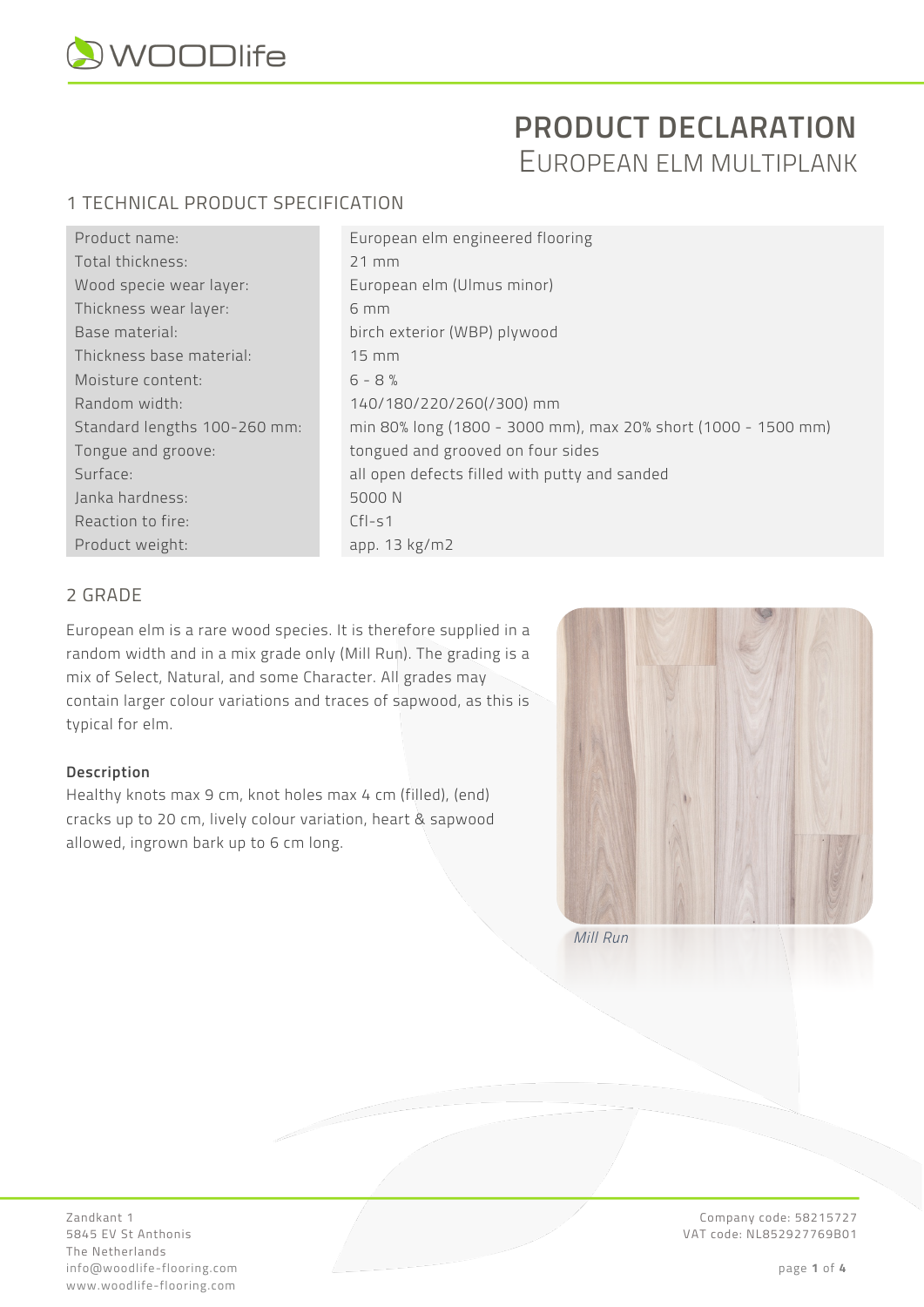# PRODUCT DECLARATION
## EUROPEAN ELM MULTIPLANK

## 1 TECHNICAL PRODUCT SPECIFICATION

| | |
|---|---|
| Product name: | European elm engineered flooring |
| Total thickness: | 21 mm |
| Wood specie wear layer: | European elm (Ulmus minor) |
| Thickness wear layer: | 6 mm |
| Base material: | birch exterior (WBP) plywood |
| Thickness base material: | 15 mm |
| Moisture content: | 6 - 8 % |
| Random width: | 140/180/220/260(/300) mm |
| Standard lengths 100-260 mm: | min 80% long (1800 - 3000 mm), max 20% short (1000 - 1500 mm) |
| Tongue and groove: | tongued and grooved on four sides |
| Surface: | all open defects filled with putty and sanded |
| Janka hardness: | 5000 N |
| Reaction to fire: | Cfl-s1 |
| Product weight: | app. 13 kg/m2 |

## 2 GRADE

European elm is a rare wood species. It is therefore supplied in a random width and in a mix grade only (Mill Run). The grading is a mix of Select, Natural, and some Character. All grades may contain larger colour variations and traces of sapwood, as this is typical for elm.

**Description**

Healthy knots max 9 cm, knot holes max 4 cm (filled), (end) cracks up to 20 cm, lively colour variation, heart & sapwood allowed, ingrown bark up to 6 cm long.

*Mill Run*

Zandkant 1
5845 EV St Anthonis
The Netherlands
info@woodlife-flooring.com
www.woodlife-flooring.com

Company code: 58215727
VAT code: NL852927769B01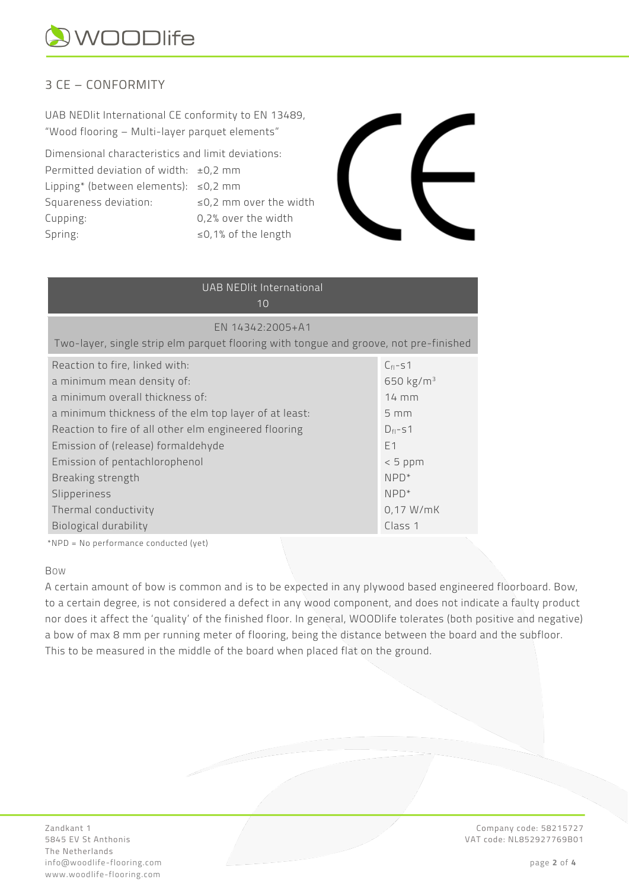## 3 CE – CONFORMITY

UAB NEDlit International CE conformity to EN 13489, “Wood flooring – Multi-layer parquet elements”

Dimensional characteristics and limit deviations:

| | |
|---|---|
| Permitted deviation of width: | ±0,2 mm |
| Lipping* (between elements): | ≤0,2 mm |
| Squareness deviation: | ≤0,2 mm over the width |
| Cupping: | 0,2% over the width |
| Spring: | ≤0,1% of the length |

| UAB NEDlit International 10 | |
|---|---|
| EN 14342:2005+A1 Two-layer, single strip elm parquet flooring with tongue and groove, not pre-finished | |
| Reaction to fire, linked with: | $C_{fl}$-s1 |
| a minimum mean density of: | 650 kg/m³ |
| a minimum overall thickness of: | 14 mm |
| a minimum thickness of the elm top layer of at least: | 5 mm |
| Reaction to fire of all other elm engineered flooring | $D_{fl}$-s1 |
| Emission of (release) formaldehyde | E1 |
| Emission of pentachlorophenol | < 5 ppm |
| Breaking strength | NPD* |
| Slipperiness | NPD* |
| Thermal conductivity | 0,17 W/mK |
| Biological durability | Class 1 |

*NPD = No performance conducted (yet)

### Bow

A certain amount of bow is common and is to be expected in any plywood based engineered floorboard. Bow, to a certain degree, is not considered a defect in any wood component, and does not indicate a faulty product nor does it affect the ‘quality’ of the finished floor. In general, WOODlife tolerates (both positive and negative) a bow of max 8 mm per running meter of flooring, being the distance between the board and the subfloor. This to be measured in the middle of the board when placed flat on the ground.

Zandkant 1
5845 EV St Anthonis
The Netherlands
info@woodlife-flooring.com
www.woodlife-flooring.com

Company code: 58215727
VAT code: NL852927769B01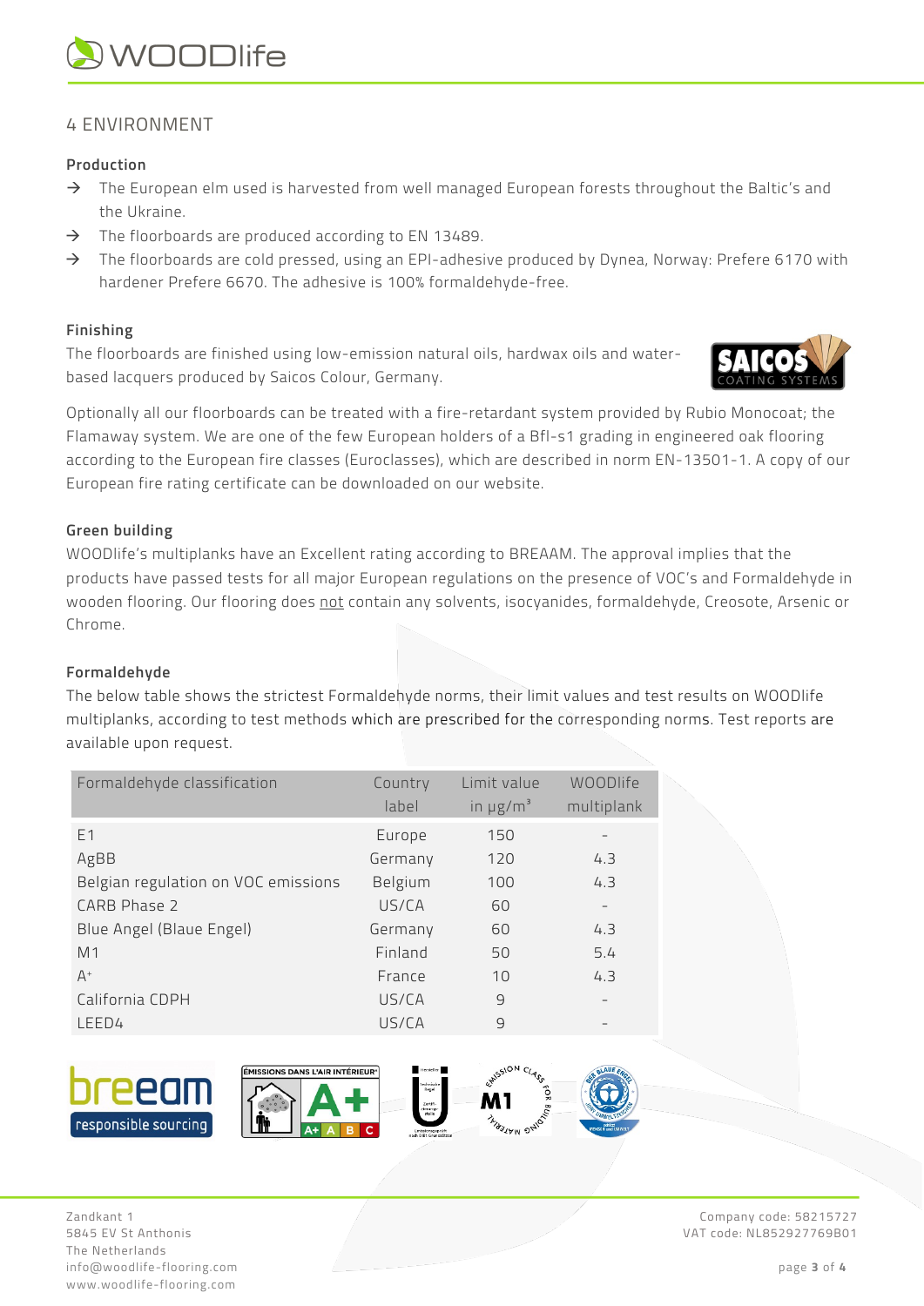# 4 ENVIRONMENT

### Production

- → The European elm used is harvested from well managed European forests throughout the Baltic's and the Ukraine.
- → The floorboards are produced according to EN 13489.
- → The floorboards are cold pressed, using an EPI-adhesive produced by Dynea, Norway: Prefere 6170 with hardener Prefere 6670. The adhesive is 100% formaldehyde-free.

### Finishing

The floorboards are finished using low-emission natural oils, hardwax oils and water-based lacquers produced by Saicos Colour, Germany.

Optionally all our floorboards can be treated with a fire-retardant system provided by Rubio Monocoat; the Flamaway system. We are one of the few European holders of a Bfl-s1 grading in engineered oak flooring according to the European fire classes (Euroclasses), which are described in norm EN-13501-1. A copy of our European fire rating certificate can be downloaded on our website.

### Green building

WOODlife's multiplanks have an Excellent rating according to BREAAM. The approval implies that the products have passed tests for all major European regulations on the presence of VOC's and Formaldehyde in wooden flooring. Our flooring does not contain any solvents, isocyanides, formaldehyde, Creosote, Arsenic or Chrome.

### Formaldehyde

The below table shows the strictest Formaldehyde norms, their limit values and test results on WOODlife multiplanks, according to test methods which are prescribed for the corresponding norms. Test reports are available upon request.

| Formaldehyde classification | Country label | Limit value in µg/m³ | WOODlife multiplank |
|---|---|---|---|
| E1 | Europe | 150 | - |
| AgBB | Germany | 120 | 4.3 |
| Belgian regulation on VOC emissions | Belgium | 100 | 4.3 |
| CARB Phase 2 | US/CA | 60 | - |
| Blue Angel (Blaue Engel) | Germany | 60 | 4.3 |
| M1 | Finland | 50 | 5.4 |
| A⁺ | France | 10 | 4.3 |
| California CDPH | US/CA | 9 | - |
| LEED4 | US/CA | 9 | - |

Zandkant 1
5845 EV St Anthonis
The Netherlands
info@woodlife-flooring.com
www.woodlife-flooring.com

Company code: 58215727
VAT code: NL852927769B01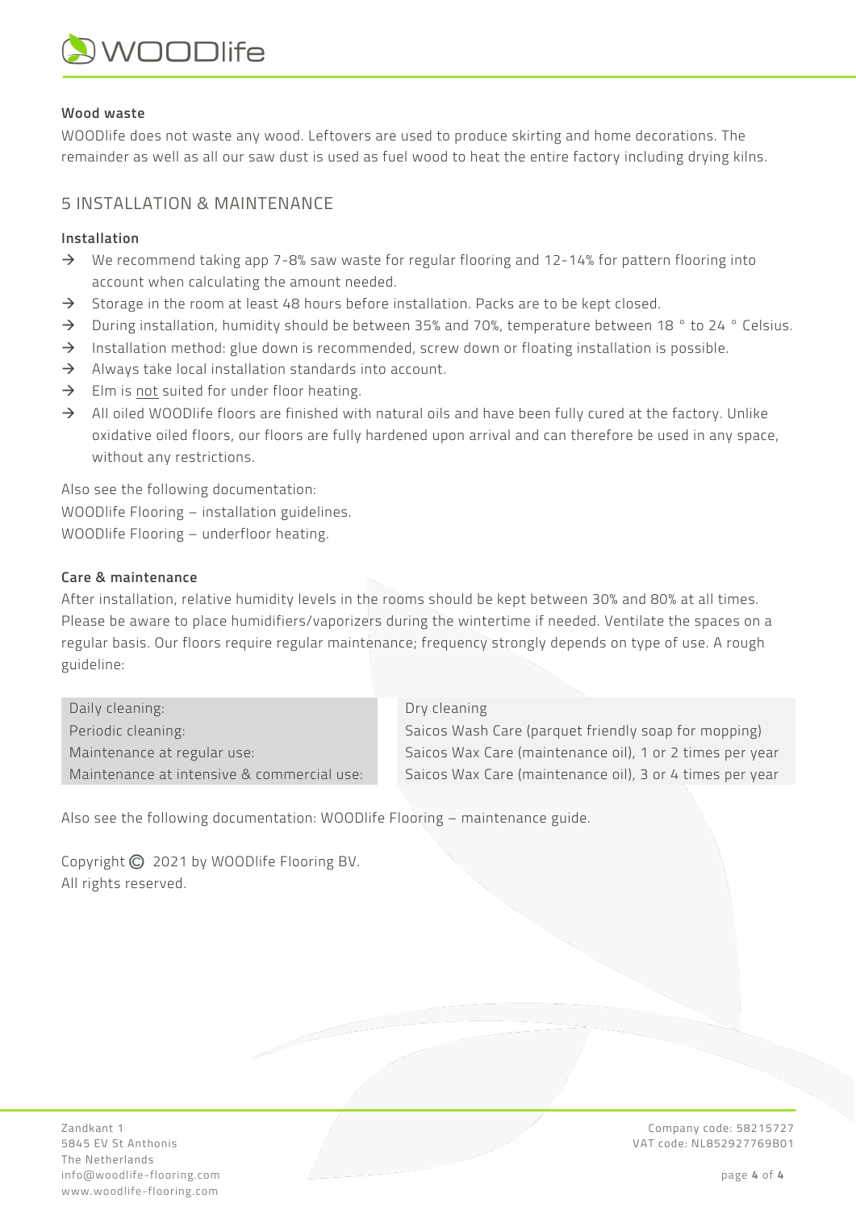### Wood waste

WOODlife does not waste any wood. Leftovers are used to produce skirting and home decorations. The remainder as well as all our saw dust is used as fuel wood to heat the entire factory including drying kilns.

## 5 INSTALLATION & MAINTENANCE

### Installation

- → We recommend taking app 7-8% saw waste for regular flooring and 12-14% for pattern flooring into account when calculating the amount needed.
- → Storage in the room at least 48 hours before installation. Packs are to be kept closed.
- → During installation, humidity should be between 35% and 70%, temperature between 18 ° to 24 ° Celsius.
- → Installation method: glue down is recommended, screw down or floating installation is possible.
- → Always take local installation standards into account.
- → Elm is not suited for under floor heating.
- → All oiled WOODlife floors are finished with natural oils and have been fully cured at the factory. Unlike oxidative oiled floors, our floors are fully hardened upon arrival and can therefore be used in any space, without any restrictions.

Also see the following documentation:
WOODlife Flooring – installation guidelines.
WOODlife Flooring – underfloor heating.

### Care & maintenance

After installation, relative humidity levels in the rooms should be kept between 30% and 80% at all times. Please be aware to place humidifiers/vaporizers during the wintertime if needed. Ventilate the spaces on a regular basis. Our floors require regular maintenance; frequency strongly depends on type of use. A rough guideline:

| | |
|---|---|
| Daily cleaning: | Dry cleaning |
| Periodic cleaning: | Saicos Wash Care (parquet friendly soap for mopping) |
| Maintenance at regular use: | Saicos Wax Care (maintenance oil), 1 or 2 times per year |
| Maintenance at intensive & commercial use: | Saicos Wax Care (maintenance oil), 3 or 4 times per year |

Also see the following documentation: WOODlife Flooring – maintenance guide.

Copyright © 2021 by WOODlife Flooring BV.
All rights reserved.

Zandkant 1
5845 EV St Anthonis
The Netherlands
info@woodlife-flooring.com
www.woodlife-flooring.com

Company code: 58215727
VAT code: NL852927769B01